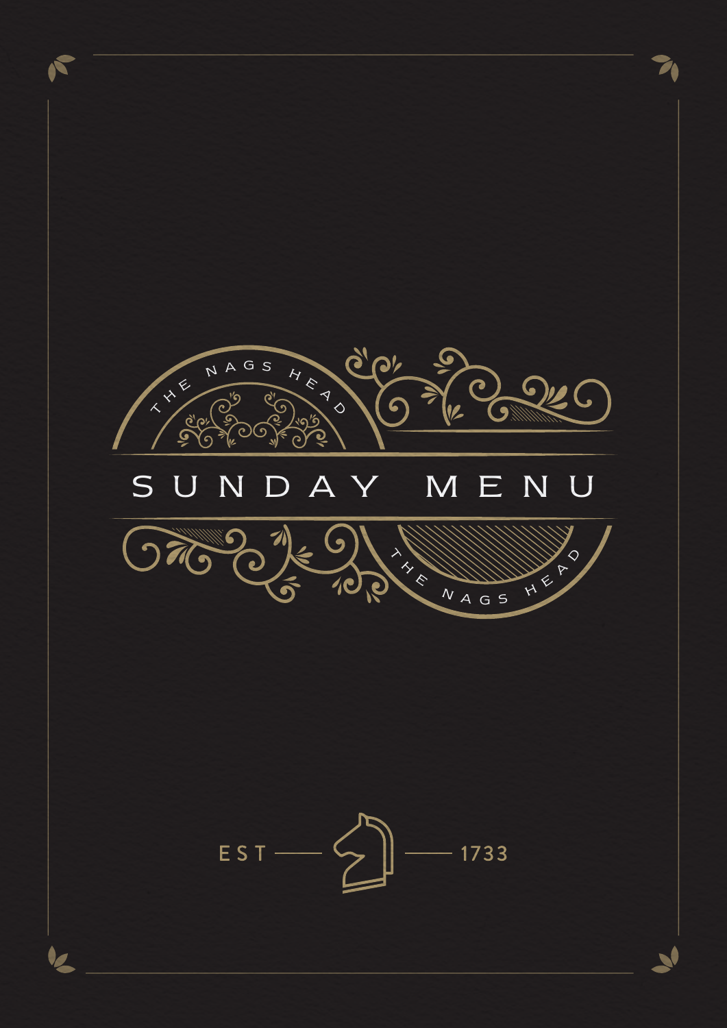THE NAGS HEAD

# SUNDAY MENU

THE NAGS HEAD

EST — 1733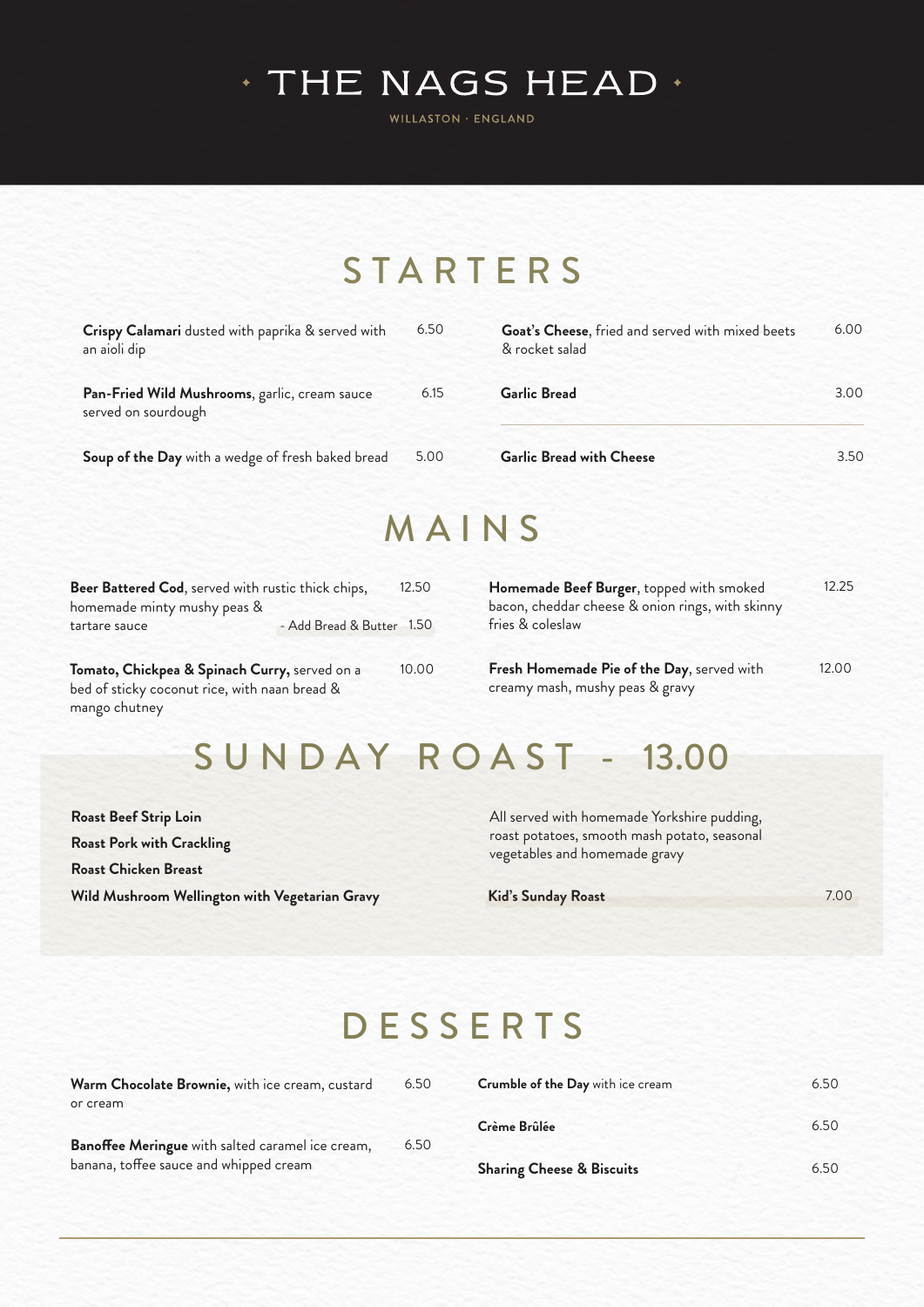# THE NAGS HEAD

WILLASTON · ENGLAND

## STARTERS

**Crispy Calamari** dusted with paprika & served with an aioli dip — 6.50

**Pan-Fried Wild Mushrooms**, garlic, cream sauce served on sourdough — 6.15

**Soup of the Day** with a wedge of fresh baked bread — 5.00

**Goat's Cheese**, fried and served with mixed beets & rocket salad — 6.00

**Garlic Bread** — 3.00

**Garlic Bread with Cheese** — 3.50

## MAINS

**Beer Battered Cod**, served with rustic thick chips, homemade minty mushy peas & tartare sauce — 12.50
- Add Bread & Butter 1.50

**Tomato, Chickpea & Spinach Curry,** served on a bed of sticky coconut rice, with naan bread & mango chutney — 10.00

**Homemade Beef Burger**, topped with smoked bacon, cheddar cheese & onion rings, with skinny fries & coleslaw — 12.25

**Fresh Homemade Pie of the Day**, served with creamy mash, mushy peas & gravy — 12.00

## SUNDAY ROAST - 13.00

**Roast Beef Strip Loin**

**Roast Pork with Crackling**

**Roast Chicken Breast**

**Wild Mushroom Wellington with Vegetarian Gravy**

All served with homemade Yorkshire pudding, roast potatoes, smooth mash potato, seasonal vegetables and homemade gravy

**Kid's Sunday Roast** — 7.00

## DESSERTS

**Warm Chocolate Brownie,** with ice cream, custard or cream — 6.50

**Banoffee Meringue** with salted caramel ice cream, banana, toffee sauce and whipped cream — 6.50

**Crumble of the Day** with ice cream — 6.50

**Crème Brûlée** — 6.50

**Sharing Cheese & Biscuits** — 6.50